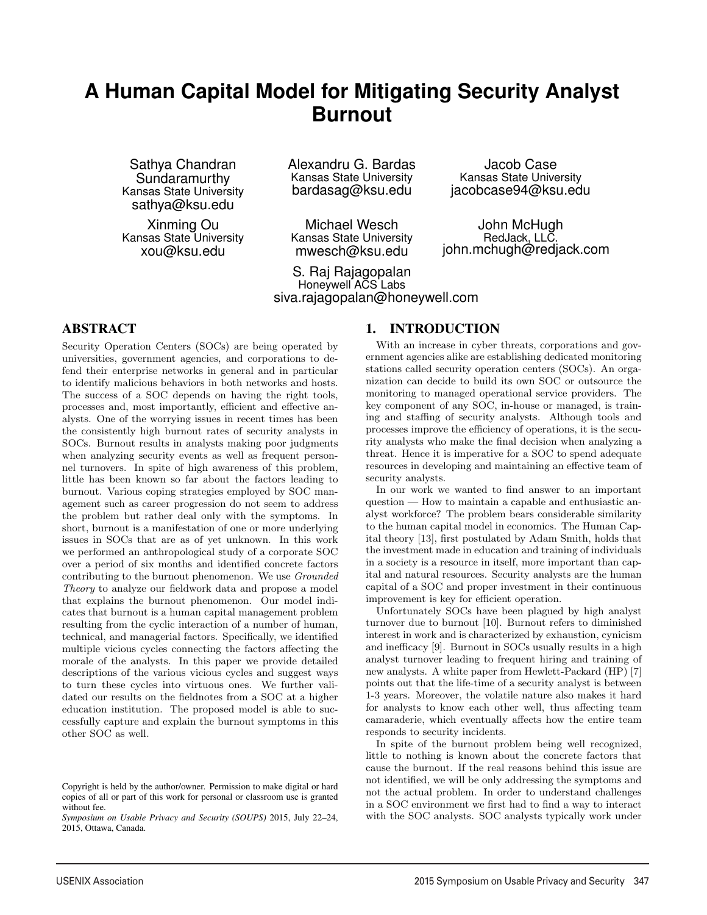# A Human Capital Model for Mitigating Security Analyst Burnout

Sathya Chandran Sundaramurthy
Kansas State University
sathya@ksu.edu

Alexandru G. Bardas
Kansas State University
bardasag@ksu.edu

Jacob Case
Kansas State University
jacobcase94@ksu.edu

Xinming Ou
Kansas State University
xou@ksu.edu

Michael Wesch
Kansas State University
mwesch@ksu.edu

John McHugh
RedJack, LLC.
john.mchugh@redjack.com

S. Raj Rajagopalan
Honeywell ACS Labs
siva.rajagopalan@honeywell.com

## ABSTRACT

Security Operation Centers (SOCs) are being operated by universities, government agencies, and corporations to defend their enterprise networks in general and in particular to identify malicious behaviors in both networks and hosts. The success of a SOC depends on having the right tools, processes and, most importantly, efficient and effective analysts. One of the worrying issues in recent times has been the consistently high burnout rates of security analysts in SOCs. Burnout results in analysts making poor judgments when analyzing security events as well as frequent personnel turnovers. In spite of high awareness of this problem, little has been known so far about the factors leading to burnout. Various coping strategies employed by SOC management such as career progression do not seem to address the problem but rather deal only with the symptoms. In short, burnout is a manifestation of one or more underlying issues in SOCs that are as of yet unknown. In this work we performed an anthropological study of a corporate SOC over a period of six months and identified concrete factors contributing to the burnout phenomenon. We use *Grounded Theory* to analyze our fieldwork data and propose a model that explains the burnout phenomenon. Our model indicates that burnout is a human capital management problem resulting from the cyclic interaction of a number of human, technical, and managerial factors. Specifically, we identified multiple vicious cycles connecting the factors affecting the morale of the analysts. In this paper we provide detailed descriptions of the various vicious cycles and suggest ways to turn these cycles into virtuous ones. We further validated our results on the fieldnotes from a SOC at a higher education institution. The proposed model is able to successfully capture and explain the burnout symptoms in this other SOC as well.

Copyright is held by the author/owner. Permission to make digital or hard copies of all or part of this work for personal or classroom use is granted without fee.
*Symposium on Usable Privacy and Security (SOUPS)* 2015, July 22–24, 2015, Ottawa, Canada.

## 1. INTRODUCTION

With an increase in cyber threats, corporations and government agencies alike are establishing dedicated monitoring stations called security operation centers (SOCs). An organization can decide to build its own SOC or outsource the monitoring to managed operational service providers. The key component of any SOC, in-house or managed, is training and staffing of security analysts. Although tools and processes improve the efficiency of operations, it is the security analysts who make the final decision when analyzing a threat. Hence it is imperative for a SOC to spend adequate resources in developing and maintaining an effective team of security analysts.

In our work we wanted to find answer to an important question — How to maintain a capable and enthusiastic analyst workforce? The problem bears considerable similarity to the human capital model in economics. The Human Capital theory [13], first postulated by Adam Smith, holds that the investment made in education and training of individuals in a society is a resource in itself, more important than capital and natural resources. Security analysts are the human capital of a SOC and proper investment in their continuous improvement is key for efficient operation.

Unfortunately SOCs have been plagued by high analyst turnover due to burnout [10]. Burnout refers to diminished interest in work and is characterized by exhaustion, cynicism and inefficacy [9]. Burnout in SOCs usually results in a high analyst turnover leading to frequent hiring and training of new analysts. A white paper from Hewlett-Packard (HP) [7] points out that the life-time of a security analyst is between 1-3 years. Moreover, the volatile nature also makes it hard for analysts to know each other well, thus affecting team camaraderie, which eventually affects how the entire team responds to security incidents.

In spite of the burnout problem being well recognized, little to nothing is known about the concrete factors that cause the burnout. If the real reasons behind this issue are not identified, we will be only addressing the symptoms and not the actual problem. In order to understand challenges in a SOC environment we first had to find a way to interact with the SOC analysts. SOC analysts typically work under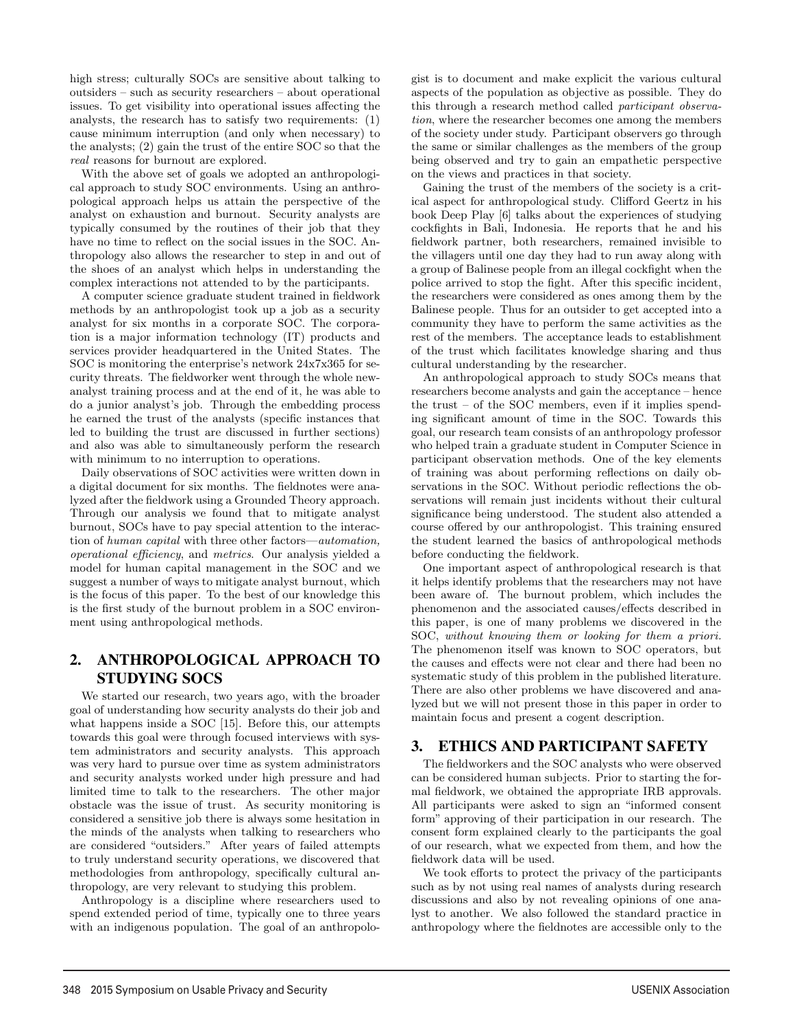high stress; culturally SOCs are sensitive about talking to outsiders – such as security researchers – about operational issues. To get visibility into operational issues affecting the analysts, the research has to satisfy two requirements: (1) cause minimum interruption (and only when necessary) to the analysts; (2) gain the trust of the entire SOC so that the *real* reasons for burnout are explored.

With the above set of goals we adopted an anthropological approach to study SOC environments. Using an anthropological approach helps us attain the perspective of the analyst on exhaustion and burnout. Security analysts are typically consumed by the routines of their job that they have no time to reflect on the social issues in the SOC. Anthropology also allows the researcher to step in and out of the shoes of an analyst which helps in understanding the complex interactions not attended to by the participants.

A computer science graduate student trained in fieldwork methods by an anthropologist took up a job as a security analyst for six months in a corporate SOC. The corporation is a major information technology (IT) products and services provider headquartered in the United States. The SOC is monitoring the enterprise's network 24x7x365 for security threats. The fieldworker went through the whole new-analyst training process and at the end of it, he was able to do a junior analyst's job. Through the embedding process he earned the trust of the analysts (specific instances that led to building the trust are discussed in further sections) and also was able to simultaneously perform the research with minimum to no interruption to operations.

Daily observations of SOC activities were written down in a digital document for six months. The fieldnotes were analyzed after the fieldwork using a Grounded Theory approach. Through our analysis we found that to mitigate analyst burnout, SOCs have to pay special attention to the interaction of *human capital* with three other factors—*automation, operational efficiency*, and *metrics*. Our analysis yielded a model for human capital management in the SOC and we suggest a number of ways to mitigate analyst burnout, which is the focus of this paper. To the best of our knowledge this is the first study of the burnout problem in a SOC environment using anthropological methods.

## 2. ANTHROPOLOGICAL APPROACH TO STUDYING SOCS

We started our research, two years ago, with the broader goal of understanding how security analysts do their job and what happens inside a SOC [15]. Before this, our attempts towards this goal were through focused interviews with system administrators and security analysts. This approach was very hard to pursue over time as system administrators and security analysts worked under high pressure and had limited time to talk to the researchers. The other major obstacle was the issue of trust. As security monitoring is considered a sensitive job there is always some hesitation in the minds of the analysts when talking to researchers who are considered "outsiders." After years of failed attempts to truly understand security operations, we discovered that methodologies from anthropology, specifically cultural anthropology, are very relevant to studying this problem.

Anthropology is a discipline where researchers used to spend extended period of time, typically one to three years with an indigenous population. The goal of an anthropologist is to document and make explicit the various cultural aspects of the population as objective as possible. They do this through a research method called *participant observation*, where the researcher becomes one among the members of the society under study. Participant observers go through the same or similar challenges as the members of the group being observed and try to gain an empathetic perspective on the views and practices in that society.

Gaining the trust of the members of the society is a critical aspect for anthropological study. Clifford Geertz in his book Deep Play [6] talks about the experiences of studying cockfights in Bali, Indonesia. He reports that he and his fieldwork partner, both researchers, remained invisible to the villagers until one day they had to run away along with a group of Balinese people from an illegal cockfight when the police arrived to stop the fight. After this specific incident, the researchers were considered as ones among them by the Balinese people. Thus for an outsider to get accepted into a community they have to perform the same activities as the rest of the members. The acceptance leads to establishment of the trust which facilitates knowledge sharing and thus cultural understanding by the researcher.

An anthropological approach to study SOCs means that researchers become analysts and gain the acceptance – hence the trust – of the SOC members, even if it implies spending significant amount of time in the SOC. Towards this goal, our research team consists of an anthropology professor who helped train a graduate student in Computer Science in participant observation methods. One of the key elements of training was about performing reflections on daily observations in the SOC. Without periodic reflections the observations will remain just incidents without their cultural significance being understood. The student also attended a course offered by our anthropologist. This training ensured the student learned the basics of anthropological methods before conducting the fieldwork.

One important aspect of anthropological research is that it helps identify problems that the researchers may not have been aware of. The burnout problem, which includes the phenomenon and the associated causes/effects described in this paper, is one of many problems we discovered in the SOC, *without knowing them or looking for them a priori*. The phenomenon itself was known to SOC operators, but the causes and effects were not clear and there had been no systematic study of this problem in the published literature. There are also other problems we have discovered and analyzed but we will not present those in this paper in order to maintain focus and present a cogent description.

## 3. ETHICS AND PARTICIPANT SAFETY

The fieldworkers and the SOC analysts who were observed can be considered human subjects. Prior to starting the formal fieldwork, we obtained the appropriate IRB approvals. All participants were asked to sign an "informed consent form" approving of their participation in our research. The consent form explained clearly to the participants the goal of our research, what we expected from them, and how the fieldwork data will be used.

We took efforts to protect the privacy of the participants such as by not using real names of analysts during research discussions and also by not revealing opinions of one analyst to another. We also followed the standard practice in anthropology where the fieldnotes are accessible only to the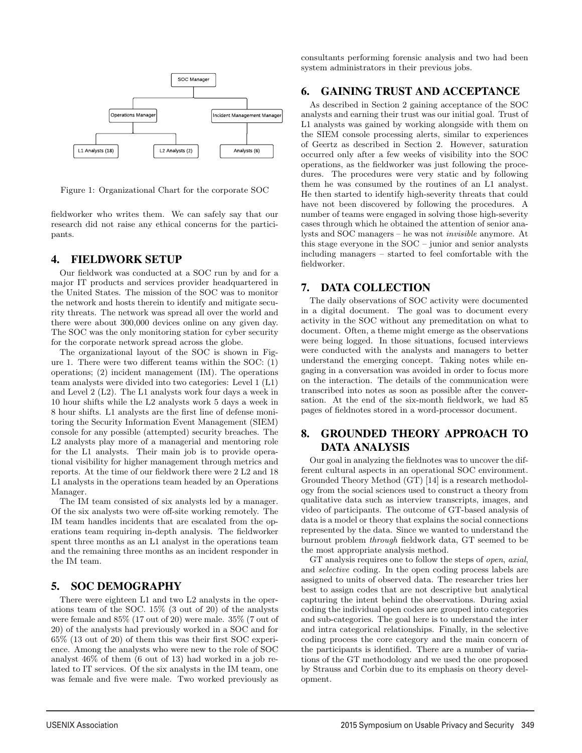Figure 1: Organizational Chart for the corporate SOC

fieldworker who writes them. We can safely say that our research did not raise any ethical concerns for the participants.

## 4. FIELDWORK SETUP

Our fieldwork was conducted at a SOC run by and for a major IT products and services provider headquartered in the United States. The mission of the SOC was to monitor the network and hosts therein to identify and mitigate security threats. The network was spread all over the world and there were about 300,000 devices online on any given day. The SOC was the only monitoring station for cyber security for the corporate network spread across the globe.

The organizational layout of the SOC is shown in Figure 1. There were two different teams within the SOC: (1) operations; (2) incident management (IM). The operations team analysts were divided into two categories: Level 1 (L1) and Level 2 (L2). The L1 analysts work four days a week in 10 hour shifts while the L2 analysts work 5 days a week in 8 hour shifts. L1 analysts are the first line of defense monitoring the Security Information Event Management (SIEM) console for any possible (attempted) security breaches. The L2 analysts play more of a managerial and mentoring role for the L1 analysts. Their main job is to provide operational visibility for higher management through metrics and reports. At the time of our fieldwork there were 2 L2 and 18 L1 analysts in the operations team headed by an Operations Manager.

The IM team consisted of six analysts led by a manager. Of the six analysts two were off-site working remotely. The IM team handles incidents that are escalated from the operations team requiring in-depth analysis. The fieldworker spent three months as an L1 analyst in the operations team and the remaining three months as an incident responder in the IM team.

## 5. SOC DEMOGRAPHY

There were eighteen L1 and two L2 analysts in the operations team of the SOC. 15% (3 out of 20) of the analysts were female and 85% (17 out of 20) were male. 35% (7 out of 20) of the analysts had previously worked in a SOC and for 65% (13 out of 20) of them this was their first SOC experience. Among the analysts who were new to the role of SOC analyst 46% of them (6 out of 13) had worked in a job related to IT services. Of the six analysts in the IM team, one was female and five were male. Two worked previously as consultants performing forensic analysis and two had been system administrators in their previous jobs.

## 6. GAINING TRUST AND ACCEPTANCE

As described in Section 2 gaining acceptance of the SOC analysts and earning their trust was our initial goal. Trust of L1 analysts was gained by working alongside with them on the SIEM console processing alerts, similar to experiences of Geertz as described in Section 2. However, saturation occurred only after a few weeks of visibility into the SOC operations, as the fieldworker was just following the procedures. The procedures were very static and by following them he was consumed by the routines of an L1 analyst. He then started to identify high-severity threats that could have not been discovered by following the procedures. A number of teams were engaged in solving those high-severity cases through which he obtained the attention of senior analysts and SOC managers – he was not *invisible* anymore. At this stage everyone in the SOC – junior and senior analysts including managers – started to feel comfortable with the fieldworker.

## 7. DATA COLLECTION

The daily observations of SOC activity were documented in a digital document. The goal was to document every activity in the SOC without any premeditation on what to document. Often, a theme might emerge as the observations were being logged. In those situations, focused interviews were conducted with the analysts and managers to better understand the emerging concept. Taking notes while engaging in a conversation was avoided in order to focus more on the interaction. The details of the communication were transcribed into notes as soon as possible after the conversation. At the end of the six-month fieldwork, we had 85 pages of fieldnotes stored in a word-processor document.

## 8. GROUNDED THEORY APPROACH TO DATA ANALYSIS

Our goal in analyzing the fieldnotes was to uncover the different cultural aspects in an operational SOC environment. Grounded Theory Method (GT) [14] is a research methodology from the social sciences used to construct a theory from qualitative data such as interview transcripts, images, and video of participants. The outcome of GT-based analysis of data is a model or theory that explains the social connections represented by the data. Since we wanted to understand the burnout problem *through* fieldwork data, GT seemed to be the most appropriate analysis method.

GT analysis requires one to follow the steps of *open*, *axial*, and *selective* coding. In the open coding process labels are assigned to units of observed data. The researcher tries her best to assign codes that are not descriptive but analytical capturing the intent behind the observations. During axial coding the individual open codes are grouped into categories and sub-categories. The goal here is to understand the inter and intra categorical relationships. Finally, in the selective coding process the core category and the main concern of the participants is identified. There are a number of variations of the GT methodology and we used the one proposed by Strauss and Corbin due to its emphasis on theory development.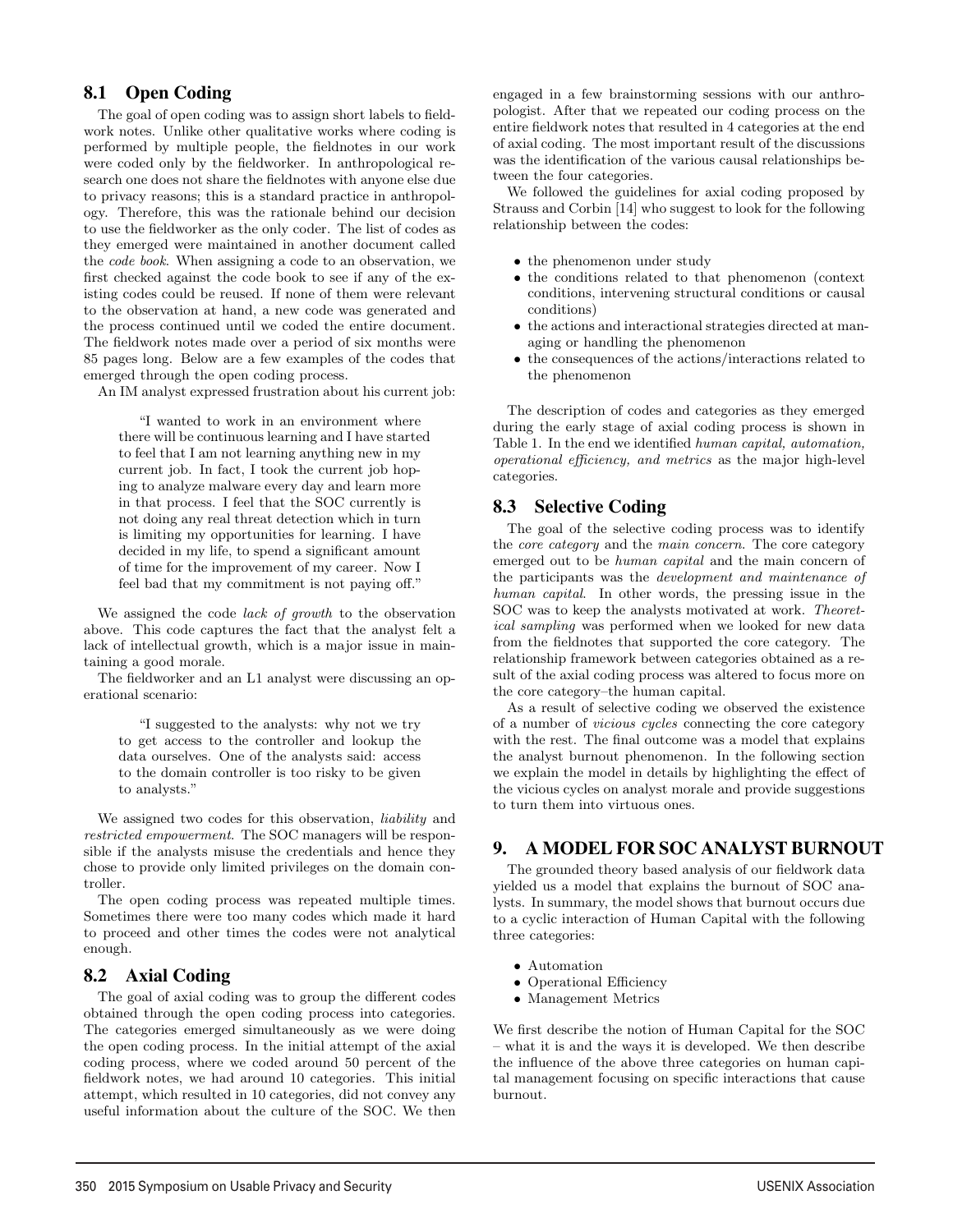## 8.1 Open Coding

The goal of open coding was to assign short labels to fieldwork notes. Unlike other qualitative works where coding is performed by multiple people, the fieldnotes in our work were coded only by the fieldworker. In anthropological research one does not share the fieldnotes with anyone else due to privacy reasons; this is a standard practice in anthropology. Therefore, this was the rationale behind our decision to use the fieldworker as the only coder. The list of codes as they emerged were maintained in another document called the *code book*. When assigning a code to an observation, we first checked against the code book to see if any of the existing codes could be reused. If none of them were relevant to the observation at hand, a new code was generated and the process continued until we coded the entire document. The fieldwork notes made over a period of six months were 85 pages long. Below are a few examples of the codes that emerged through the open coding process.

An IM analyst expressed frustration about his current job:

> "I wanted to work in an environment where there will be continuous learning and I have started to feel that I am not learning anything new in my current job. In fact, I took the current job hoping to analyze malware every day and learn more in that process. I feel that the SOC currently is not doing any real threat detection which in turn is limiting my opportunities for learning. I have decided in my life, to spend a significant amount of time for the improvement of my career. Now I feel bad that my commitment is not paying off."

We assigned the code *lack of growth* to the observation above. This code captures the fact that the analyst felt a lack of intellectual growth, which is a major issue in maintaining a good morale.

The fieldworker and an L1 analyst were discussing an operational scenario:

> "I suggested to the analysts: why not we try to get access to the controller and lookup the data ourselves. One of the analysts said: access to the domain controller is too risky to be given to analysts."

We assigned two codes for this observation, *liability* and *restricted empowerment*. The SOC managers will be responsible if the analysts misuse the credentials and hence they chose to provide only limited privileges on the domain controller.

The open coding process was repeated multiple times. Sometimes there were too many codes which made it hard to proceed and other times the codes were not analytical enough.

## 8.2 Axial Coding

The goal of axial coding was to group the different codes obtained through the open coding process into categories. The categories emerged simultaneously as we were doing the open coding process. In the initial attempt of the axial coding process, where we coded around 50 percent of the fieldwork notes, we had around 10 categories. This initial attempt, which resulted in 10 categories, did not convey any useful information about the culture of the SOC. We then engaged in a few brainstorming sessions with our anthropologist. After that we repeated our coding process on the entire fieldwork notes that resulted in 4 categories at the end of axial coding. The most important result of the discussions was the identification of the various causal relationships between the four categories.

We followed the guidelines for axial coding proposed by Strauss and Corbin [14] who suggest to look for the following relationship between the codes:

- the phenomenon under study
- the conditions related to that phenomenon (context conditions, intervening structural conditions or causal conditions)
- the actions and interactional strategies directed at managing or handling the phenomenon
- the consequences of the actions/interactions related to the phenomenon

The description of codes and categories as they emerged during the early stage of axial coding process is shown in Table 1. In the end we identified *human capital, automation, operational efficiency, and metrics* as the major high-level categories.

## 8.3 Selective Coding

The goal of the selective coding process was to identify the *core category* and the *main concern*. The core category emerged out to be *human capital* and the main concern of the participants was the *development and maintenance of human capital*. In other words, the pressing issue in the SOC was to keep the analysts motivated at work. *Theoretical sampling* was performed when we looked for new data from the fieldnotes that supported the core category. The relationship framework between categories obtained as a result of the axial coding process was altered to focus more on the core category–the human capital.

As a result of selective coding we observed the existence of a number of *vicious cycles* connecting the core category with the rest. The final outcome was a model that explains the analyst burnout phenomenon. In the following section we explain the model in details by highlighting the effect of the vicious cycles on analyst morale and provide suggestions to turn them into virtuous ones.

# 9. A MODEL FOR SOC ANALYST BURNOUT

The grounded theory based analysis of our fieldwork data yielded us a model that explains the burnout of SOC analysts. In summary, the model shows that burnout occurs due to a cyclic interaction of Human Capital with the following three categories:

- Automation
- Operational Efficiency
- Management Metrics

We first describe the notion of Human Capital for the SOC – what it is and the ways it is developed. We then describe the influence of the above three categories on human capital management focusing on specific interactions that cause burnout.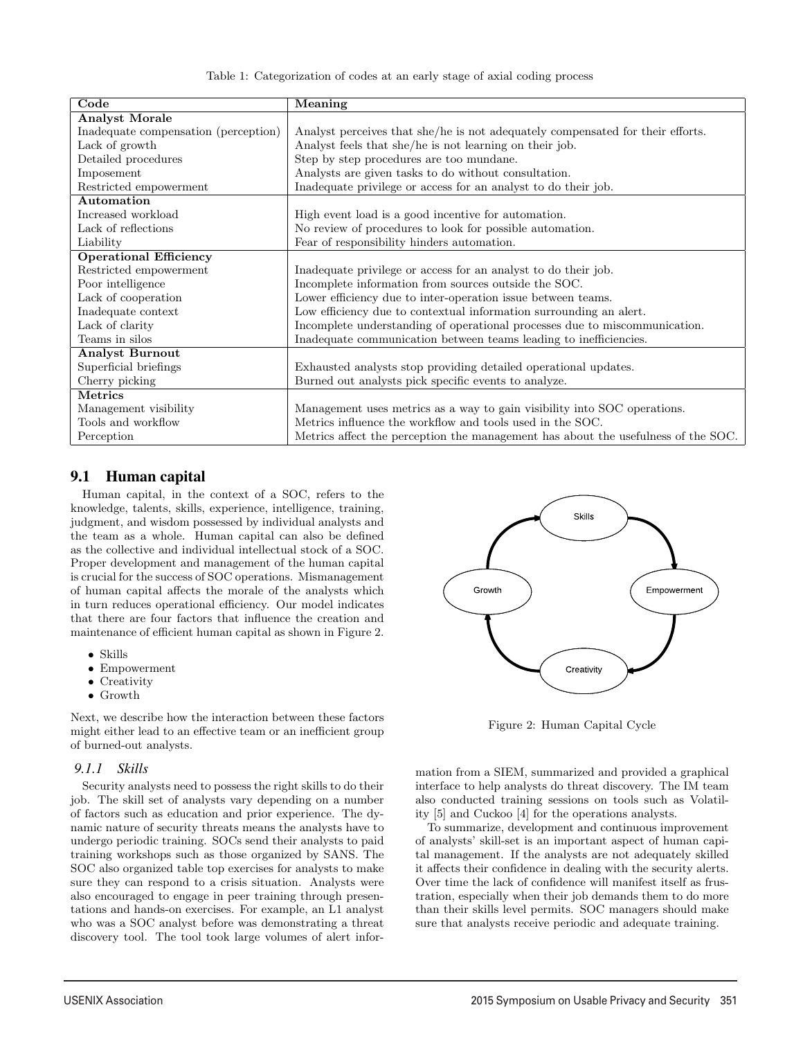Table 1: Categorization of codes at an early stage of axial coding process

| Code | Meaning |
|---|---|
| **Analyst Morale** | |
| Inadequate compensation (perception) | Analyst perceives that she/he is not adequately compensated for their efforts. |
| Lack of growth | Analyst feels that she/he is not learning on their job. |
| Detailed procedures | Step by step procedures are too mundane. |
| Imposement | Analysts are given tasks to do without consultation. |
| Restricted empowerment | Inadequate privilege or access for an analyst to do their job. |
| **Automation** | |
| Increased workload | High event load is a good incentive for automation. |
| Lack of reflections | No review of procedures to look for possible automation. |
| Liability | Fear of responsibility hinders automation. |
| **Operational Efficiency** | |
| Restricted empowerment | Inadequate privilege or access for an analyst to do their job. |
| Poor intelligence | Incomplete information from sources outside the SOC. |
| Lack of cooperation | Lower efficiency due to inter-operation issue between teams. |
| Inadequate context | Low efficiency due to contextual information surrounding an alert. |
| Lack of clarity | Incomplete understanding of operational processes due to miscommunication. |
| Teams in silos | Inadequate communication between teams leading to inefficiencies. |
| **Analyst Burnout** | |
| Superficial briefings | Exhausted analysts stop providing detailed operational updates. |
| Cherry picking | Burned out analysts pick specific events to analyze. |
| **Metrics** | |
| Management visibility | Management uses metrics as a way to gain visibility into SOC operations. |
| Tools and workflow | Metrics influence the workflow and tools used in the SOC. |
| Perception | Metrics affect the perception the management has about the usefulness of the SOC. |

## 9.1 Human capital

Human capital, in the context of a SOC, refers to the knowledge, talents, skills, experience, intelligence, training, judgment, and wisdom possessed by individual analysts and the team as a whole. Human capital can also be defined as the collective and individual intellectual stock of a SOC. Proper development and management of the human capital is crucial for the success of SOC operations. Mismanagement of human capital affects the morale of the analysts which in turn reduces operational efficiency. Our model indicates that there are four factors that influence the creation and maintenance of efficient human capital as shown in Figure 2.

- Skills
- Empowerment
- Creativity
- Growth

Next, we describe how the interaction between these factors might either lead to an effective team or an inefficient group of burned-out analysts.

Figure 2: Human Capital Cycle

### 9.1.1 Skills

Security analysts need to possess the right skills to do their job. The skill set of analysts vary depending on a number of factors such as education and prior experience. The dynamic nature of security threats means the analysts have to undergo periodic training. SOCs send their analysts to paid training workshops such as those organized by SANS. The SOC also organized table top exercises for analysts to make sure they can respond to a crisis situation. Analysts were also encouraged to engage in peer training through presentations and hands-on exercises. For example, an L1 analyst who was a SOC analyst before was demonstrating a threat discovery tool. The tool took large volumes of alert information from a SIEM, summarized and provided a graphical interface to help analysts do threat discovery. The IM team also conducted training sessions on tools such as Volatility [5] and Cuckoo [4] for the operations analysts.

To summarize, development and continuous improvement of analysts' skill-set is an important aspect of human capital management. If the analysts are not adequately skilled it affects their confidence in dealing with the security alerts. Over time the lack of confidence will manifest itself as frustration, especially when their job demands them to do more than their skills level permits. SOC managers should make sure that analysts receive periodic and adequate training.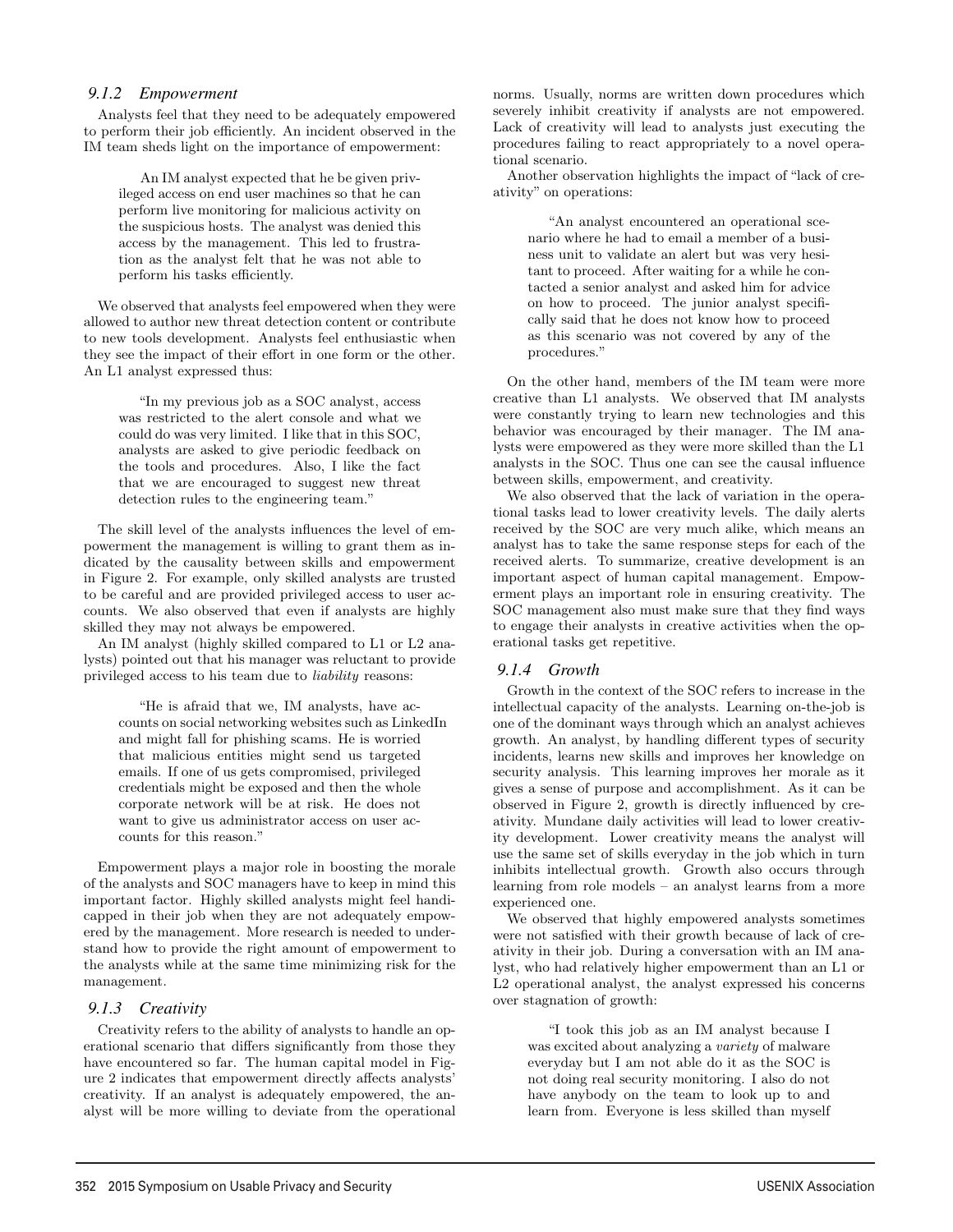### 9.1.2 Empowerment

Analysts feel that they need to be adequately empowered to perform their job efficiently. An incident observed in the IM team sheds light on the importance of empowerment:

> An IM analyst expected that he be given privileged access on end user machines so that he can perform live monitoring for malicious activity on the suspicious hosts. The analyst was denied this access by the management. This led to frustration as the analyst felt that he was not able to perform his tasks efficiently.

We observed that analysts feel empowered when they were allowed to author new threat detection content or contribute to new tools development. Analysts feel enthusiastic when they see the impact of their effort in one form or the other. An L1 analyst expressed thus:

> "In my previous job as a SOC analyst, access was restricted to the alert console and what we could do was very limited. I like that in this SOC, analysts are asked to give periodic feedback on the tools and procedures. Also, I like the fact that we are encouraged to suggest new threat detection rules to the engineering team."

The skill level of the analysts influences the level of empowerment the management is willing to grant them as indicated by the causality between skills and empowerment in Figure 2. For example, only skilled analysts are trusted to be careful and are provided privileged access to user accounts. We also observed that even if analysts are highly skilled they may not always be empowered.

An IM analyst (highly skilled compared to L1 or L2 analysts) pointed out that his manager was reluctant to provide privileged access to his team due to *liability* reasons:

> "He is afraid that we, IM analysts, have accounts on social networking websites such as LinkedIn and might fall for phishing scams. He is worried that malicious entities might send us targeted emails. If one of us gets compromised, privileged credentials might be exposed and then the whole corporate network will be at risk. He does not want to give us administrator access on user accounts for this reason."

Empowerment plays a major role in boosting the morale of the analysts and SOC managers have to keep in mind this important factor. Highly skilled analysts might feel handicapped in their job when they are not adequately empowered by the management. More research is needed to understand how to provide the right amount of empowerment to the analysts while at the same time minimizing risk for the management.

### 9.1.3 Creativity

Creativity refers to the ability of analysts to handle an operational scenario that differs significantly from those they have encountered so far. The human capital model in Figure 2 indicates that empowerment directly affects analysts' creativity. If an analyst is adequately empowered, the analyst will be more willing to deviate from the operational norms. Usually, norms are written down procedures which severely inhibit creativity if analysts are not empowered. Lack of creativity will lead to analysts just executing the procedures failing to react appropriately to a novel operational scenario.

Another observation highlights the impact of "lack of creativity" on operations:

> "An analyst encountered an operational scenario where he had to email a member of a business unit to validate an alert but was very hesitant to proceed. After waiting for a while he contacted a senior analyst and asked him for advice on how to proceed. The junior analyst specifically said that he does not know how to proceed as this scenario was not covered by any of the procedures."

On the other hand, members of the IM team were more creative than L1 analysts. We observed that IM analysts were constantly trying to learn new technologies and this behavior was encouraged by their manager. The IM analysts were empowered as they were more skilled than the L1 analysts in the SOC. Thus one can see the causal influence between skills, empowerment, and creativity.

We also observed that the lack of variation in the operational tasks lead to lower creativity levels. The daily alerts received by the SOC are very much alike, which means an analyst has to take the same response steps for each of the received alerts. To summarize, creative development is an important aspect of human capital management. Empowerment plays an important role in ensuring creativity. The SOC management also must make sure that they find ways to engage their analysts in creative activities when the operational tasks get repetitive.

### 9.1.4 Growth

Growth in the context of the SOC refers to increase in the intellectual capacity of the analysts. Learning on-the-job is one of the dominant ways through which an analyst achieves growth. An analyst, by handling different types of security incidents, learns new skills and improves her knowledge on security analysis. This learning improves her morale as it gives a sense of purpose and accomplishment. As it can be observed in Figure 2, growth is directly influenced by creativity. Mundane daily activities will lead to lower creativity development. Lower creativity means the analyst will use the same set of skills everyday in the job which in turn inhibits intellectual growth. Growth also occurs through learning from role models – an analyst learns from a more experienced one.

We observed that highly empowered analysts sometimes were not satisfied with their growth because of lack of creativity in their job. During a conversation with an IM analyst, who had relatively higher empowerment than an L1 or L2 operational analyst, the analyst expressed his concerns over stagnation of growth:

> "I took this job as an IM analyst because I was excited about analyzing a *variety* of malware everyday but I am not able do it as the SOC is not doing real security monitoring. I also do not have anybody on the team to look up to and learn from. Everyone is less skilled than myself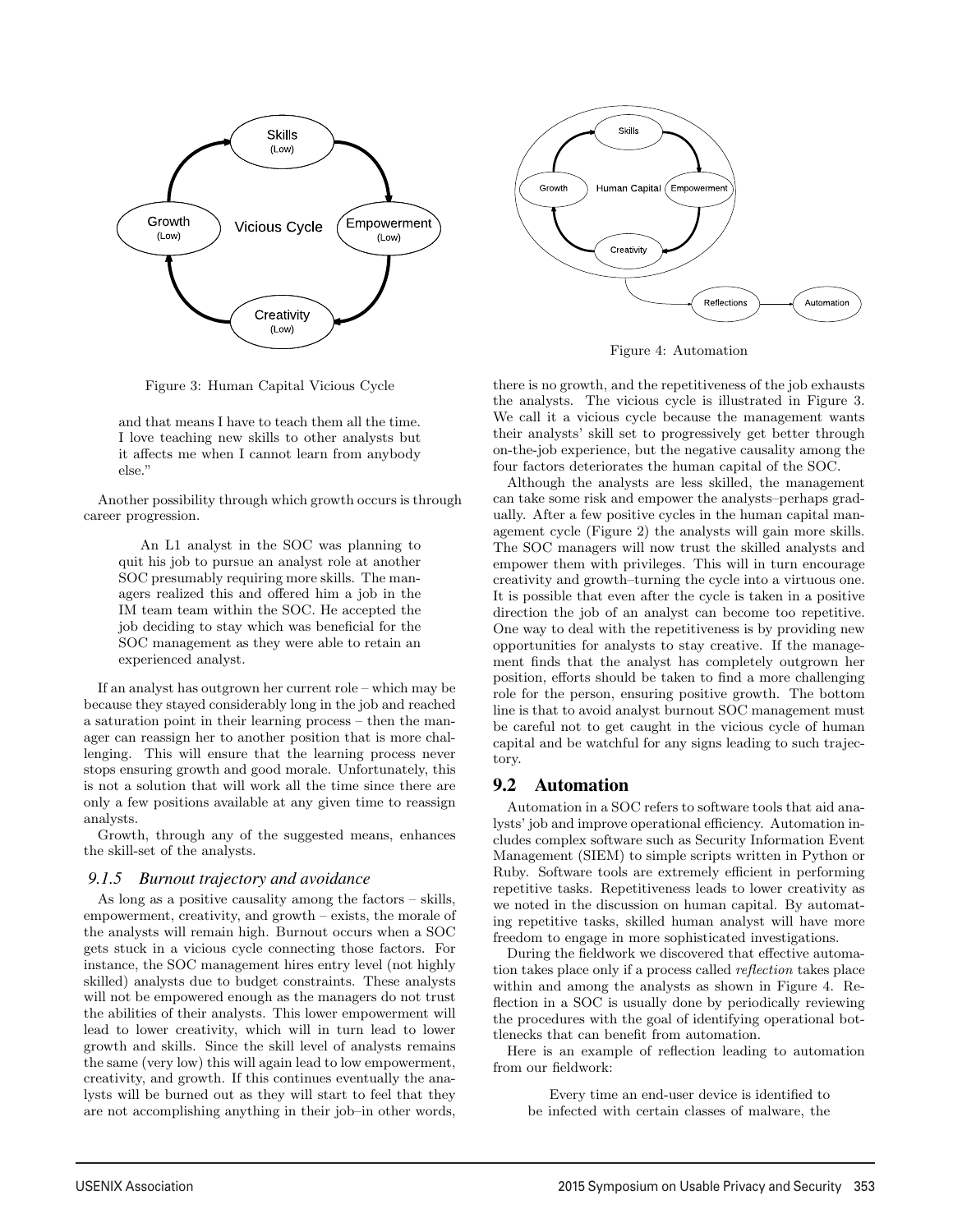Figure 3: Human Capital Vicious Cycle

> and that means I have to teach them all the time. I love teaching new skills to other analysts but it affects me when I cannot learn from anybody else."

Another possibility through which growth occurs is through career progression.

> An L1 analyst in the SOC was planning to quit his job to pursue an analyst role at another SOC presumably requiring more skills. The managers realized this and offered him a job in the IM team team within the SOC. He accepted the job deciding to stay which was beneficial for the SOC management as they were able to retain an experienced analyst.

If an analyst has outgrown her current role – which may be because they stayed considerably long in the job and reached a saturation point in their learning process – then the manager can reassign her to another position that is more challenging. This will ensure that the learning process never stops ensuring growth and good morale. Unfortunately, this is not a solution that will work all the time since there are only a few positions available at any given time to reassign analysts.

Growth, through any of the suggested means, enhances the skill-set of the analysts.

### *9.1.5 Burnout trajectory and avoidance*

As long as a positive causality among the factors – skills, empowerment, creativity, and growth – exists, the morale of the analysts will remain high. Burnout occurs when a SOC gets stuck in a vicious cycle connecting those factors. For instance, the SOC management hires entry level (not highly skilled) analysts due to budget constraints. These analysts will not be empowered enough as the managers do not trust the abilities of their analysts. This lower empowerment will lead to lower creativity, which will in turn lead to lower growth and skills. Since the skill level of analysts remains the same (very low) this will again lead to low empowerment, creativity, and growth. If this continues eventually the analysts will be burned out as they will start to feel that they are not accomplishing anything in their job–in other words, there is no growth, and the repetitiveness of the job exhausts the analysts. The vicious cycle is illustrated in Figure 3. We call it a vicious cycle because the management wants their analysts' skill set to progressively get better through on-the-job experience, but the negative causality among the four factors deteriorates the human capital of the SOC.

Although the analysts are less skilled, the management can take some risk and empower the analysts–perhaps gradually. After a few positive cycles in the human capital management cycle (Figure 2) the analysts will gain more skills. The SOC managers will now trust the skilled analysts and empower them with privileges. This will in turn encourage creativity and growth–turning the cycle into a virtuous one. It is possible that even after the cycle is taken in a positive direction the job of an analyst can become too repetitive. One way to deal with the repetitiveness is by providing new opportunities for analysts to stay creative. If the management finds that the analyst has completely outgrown her position, efforts should be taken to find a more challenging role for the person, ensuring positive growth. The bottom line is that to avoid analyst burnout SOC management must be careful not to get caught in the vicious cycle of human capital and be watchful for any signs leading to such trajectory.

Figure 4: Automation

## 9.2 Automation

Automation in a SOC refers to software tools that aid analysts' job and improve operational efficiency. Automation includes complex software such as Security Information Event Management (SIEM) to simple scripts written in Python or Ruby. Software tools are extremely efficient in performing repetitive tasks. Repetitiveness leads to lower creativity as we noted in the discussion on human capital. By automating repetitive tasks, skilled human analyst will have more freedom to engage in more sophisticated investigations.

During the fieldwork we discovered that effective automation takes place only if a process called *reflection* takes place within and among the analysts as shown in Figure 4. Reflection in a SOC is usually done by periodically reviewing the procedures with the goal of identifying operational bottlenecks that can benefit from automation.

Here is an example of reflection leading to automation from our fieldwork:

> Every time an end-user device is identified to be infected with certain classes of malware, the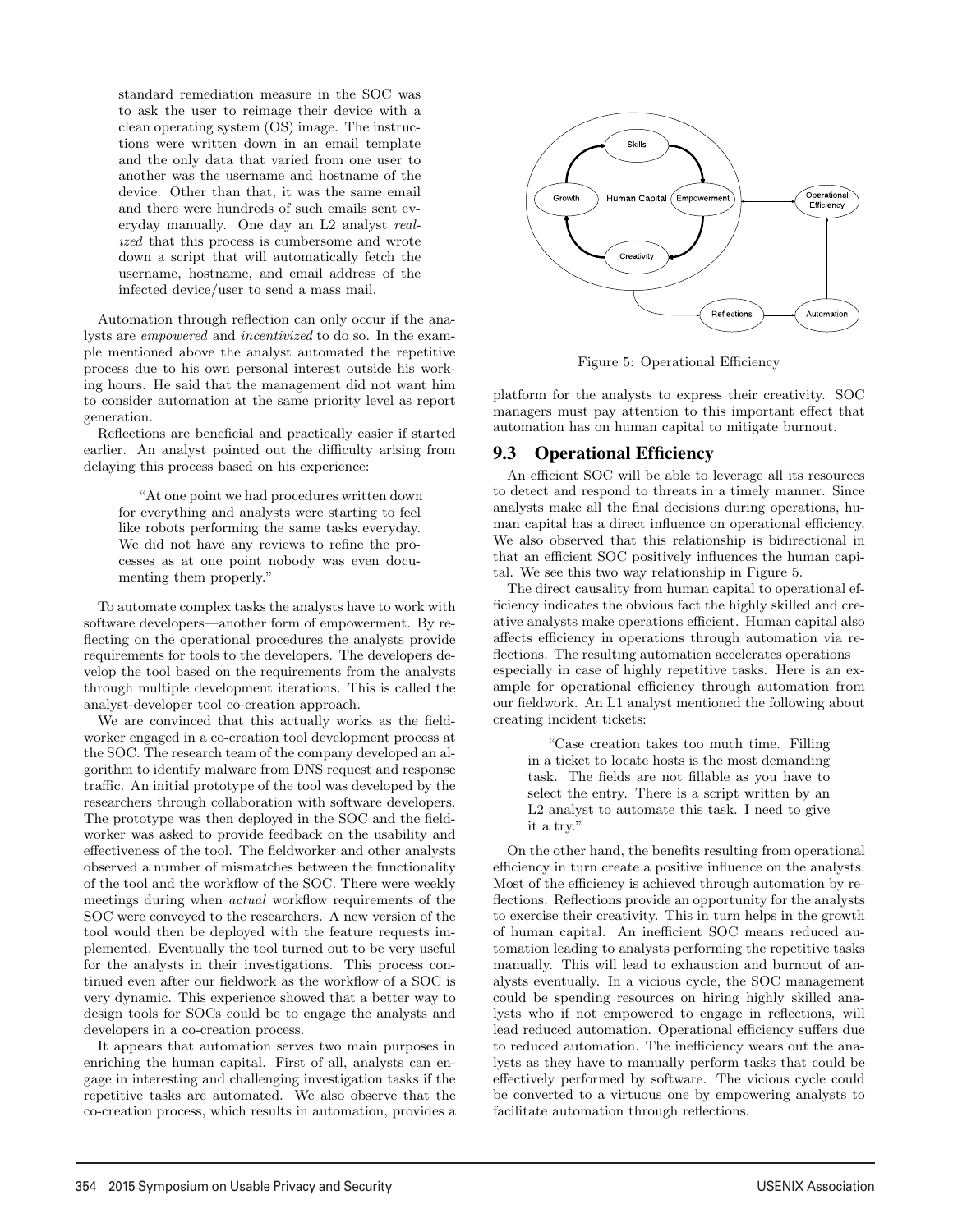standard remediation measure in the SOC was to ask the user to reimage their device with a clean operating system (OS) image. The instructions were written down in an email template and the only data that varied from one user to another was the username and hostname of the device. Other than that, it was the same email and there were hundreds of such emails sent everyday manually. One day an L2 analyst *realized* that this process is cumbersome and wrote down a script that will automatically fetch the username, hostname, and email address of the infected device/user to send a mass mail.

Automation through reflection can only occur if the analysts are *empowered* and *incentivized* to do so. In the example mentioned above the analyst automated the repetitive process due to his own personal interest outside his working hours. He said that the management did not want him to consider automation at the same priority level as report generation.

Reflections are beneficial and practically easier if started earlier. An analyst pointed out the difficulty arising from delaying this process based on his experience:

> "At one point we had procedures written down for everything and analysts were starting to feel like robots performing the same tasks everyday. We did not have any reviews to refine the processes as at one point nobody was even documenting them properly."

To automate complex tasks the analysts have to work with software developers—another form of empowerment. By reflecting on the operational procedures the analysts provide requirements for tools to the developers. The developers develop the tool based on the requirements from the analysts through multiple development iterations. This is called the analyst-developer tool co-creation approach.

We are convinced that this actually works as the fieldworker engaged in a co-creation tool development process at the SOC. The research team of the company developed an algorithm to identify malware from DNS request and response traffic. An initial prototype of the tool was developed by the researchers through collaboration with software developers. The prototype was then deployed in the SOC and the fieldworker was asked to provide feedback on the usability and effectiveness of the tool. The fieldworker and other analysts observed a number of mismatches between the functionality of the tool and the workflow of the SOC. There were weekly meetings during when *actual* workflow requirements of the SOC were conveyed to the researchers. A new version of the tool would then be deployed with the feature requests implemented. Eventually the tool turned out to be very useful for the analysts in their investigations. This process continued even after our fieldwork as the workflow of a SOC is very dynamic. This experience showed that a better way to design tools for SOCs could be to engage the analysts and developers in a co-creation process.

It appears that automation serves two main purposes in enriching the human capital. First of all, analysts can engage in interesting and challenging investigation tasks if the repetitive tasks are automated. We also observe that the co-creation process, which results in automation, provides a platform for the analysts to express their creativity. SOC managers must pay attention to this important effect that automation has on human capital to mitigate burnout.

Figure 5: Operational Efficiency

## 9.3 Operational Efficiency

An efficient SOC will be able to leverage all its resources to detect and respond to threats in a timely manner. Since analysts make all the final decisions during operations, human capital has a direct influence on operational efficiency. We also observed that this relationship is bidirectional in that an efficient SOC positively influences the human capital. We see this two way relationship in Figure 5.

The direct causality from human capital to operational efficiency indicates the obvious fact the highly skilled and creative analysts make operations efficient. Human capital also affects efficiency in operations through automation via reflections. The resulting automation accelerates operations—especially in case of highly repetitive tasks. Here is an example for operational efficiency through automation from our fieldwork. An L1 analyst mentioned the following about creating incident tickets:

> "Case creation takes too much time. Filling in a ticket to locate hosts is the most demanding task. The fields are not fillable as you have to select the entry. There is a script written by an L2 analyst to automate this task. I need to give it a try."

On the other hand, the benefits resulting from operational efficiency in turn create a positive influence on the analysts. Most of the efficiency is achieved through automation by reflections. Reflections provide an opportunity for the analysts to exercise their creativity. This in turn helps in the growth of human capital. An inefficient SOC means reduced automation leading to analysts performing the repetitive tasks manually. This will lead to exhaustion and burnout of analysts eventually. In a vicious cycle, the SOC management could be spending resources on hiring highly skilled analysts who if not empowered to engage in reflections, will lead reduced automation. Operational efficiency suffers due to reduced automation. The inefficiency wears out the analysts as they have to manually perform tasks that could be effectively performed by software. The vicious cycle could be converted to a virtuous one by empowering analysts to facilitate automation through reflections.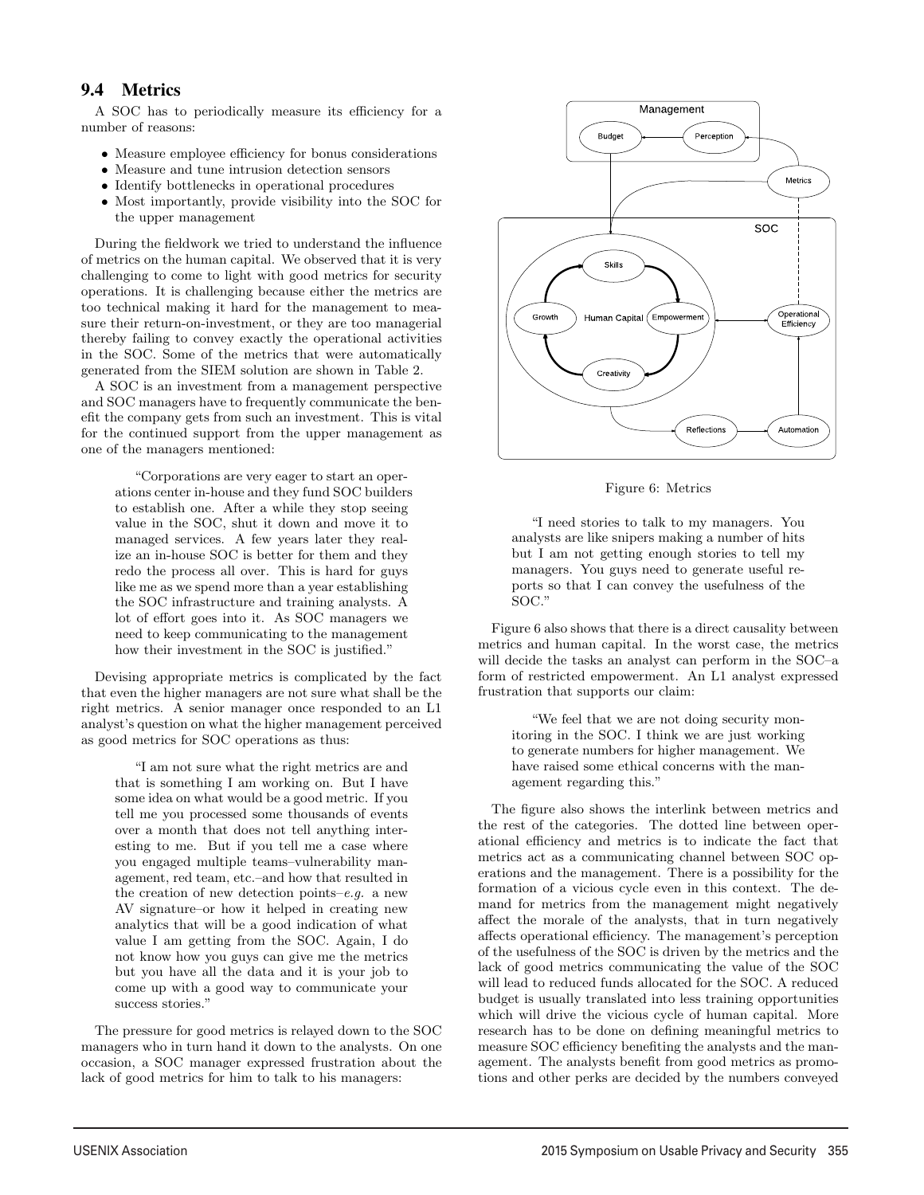## 9.4 Metrics

A SOC has to periodically measure its efficiency for a number of reasons:

- Measure employee efficiency for bonus considerations
- Measure and tune intrusion detection sensors
- Identify bottlenecks in operational procedures
- Most importantly, provide visibility into the SOC for the upper management

During the fieldwork we tried to understand the influence of metrics on the human capital. We observed that it is very challenging to come to light with good metrics for security operations. It is challenging because either the metrics are too technical making it hard for the management to measure their return-on-investment, or they are too managerial thereby failing to convey exactly the operational activities in the SOC. Some of the metrics that were automatically generated from the SIEM solution are shown in Table 2.

A SOC is an investment from a management perspective and SOC managers have to frequently communicate the benefit the company gets from such an investment. This is vital for the continued support from the upper management as one of the managers mentioned:

> "Corporations are very eager to start an operations center in-house and they fund SOC builders to establish one. After a while they stop seeing value in the SOC, shut it down and move it to managed services. A few years later they realize an in-house SOC is better for them and they redo the process all over. This is hard for guys like me as we spend more than a year establishing the SOC infrastructure and training analysts. A lot of effort goes into it. As SOC managers we need to keep communicating to the management how their investment in the SOC is justified."

Devising appropriate metrics is complicated by the fact that even the higher managers are not sure what shall be the right metrics. A senior manager once responded to an L1 analyst's question on what the higher management perceived as good metrics for SOC operations as thus:

> "I am not sure what the right metrics are and that is something I am working on. But I have some idea on what would be a good metric. If you tell me you processed some thousands of events over a month that does not tell anything interesting to me. But if you tell me a case where you engaged multiple teams–vulnerability management, red team, etc.–and how that resulted in the creation of new detection points–*e.g.* a new AV signature–or how it helped in creating new analytics that will be a good indication of what value I am getting from the SOC. Again, I do not know how you guys can give me the metrics but you have all the data and it is your job to come up with a good way to communicate your success stories."

The pressure for good metrics is relayed down to the SOC managers who in turn hand it down to the analysts. On one occasion, a SOC manager expressed frustration about the lack of good metrics for him to talk to his managers:

Figure 6: Metrics

> "I need stories to talk to my managers. You analysts are like snipers making a number of hits but I am not getting enough stories to tell my managers. You guys need to generate useful reports so that I can convey the usefulness of the SOC."

Figure 6 also shows that there is a direct causality between metrics and human capital. In the worst case, the metrics will decide the tasks an analyst can perform in the SOC–a form of restricted empowerment. An L1 analyst expressed frustration that supports our claim:

> "We feel that we are not doing security monitoring in the SOC. I think we are just working to generate numbers for higher management. We have raised some ethical concerns with the management regarding this."

The figure also shows the interlink between metrics and the rest of the categories. The dotted line between operational efficiency and metrics is to indicate the fact that metrics act as a communicating channel between SOC operations and the management. There is a possibility for the formation of a vicious cycle even in this context. The demand for metrics from the management might negatively affect the morale of the analysts, that in turn negatively affects operational efficiency. The management's perception of the usefulness of the SOC is driven by the metrics and the lack of good metrics communicating the value of the SOC will lead to reduced funds allocated for the SOC. A reduced budget is usually translated into less training opportunities which will drive the vicious cycle of human capital. More research has to be done on defining meaningful metrics to measure SOC efficiency benefiting the analysts and the management. The analysts benefit from good metrics as promotions and other perks are decided by the numbers conveyed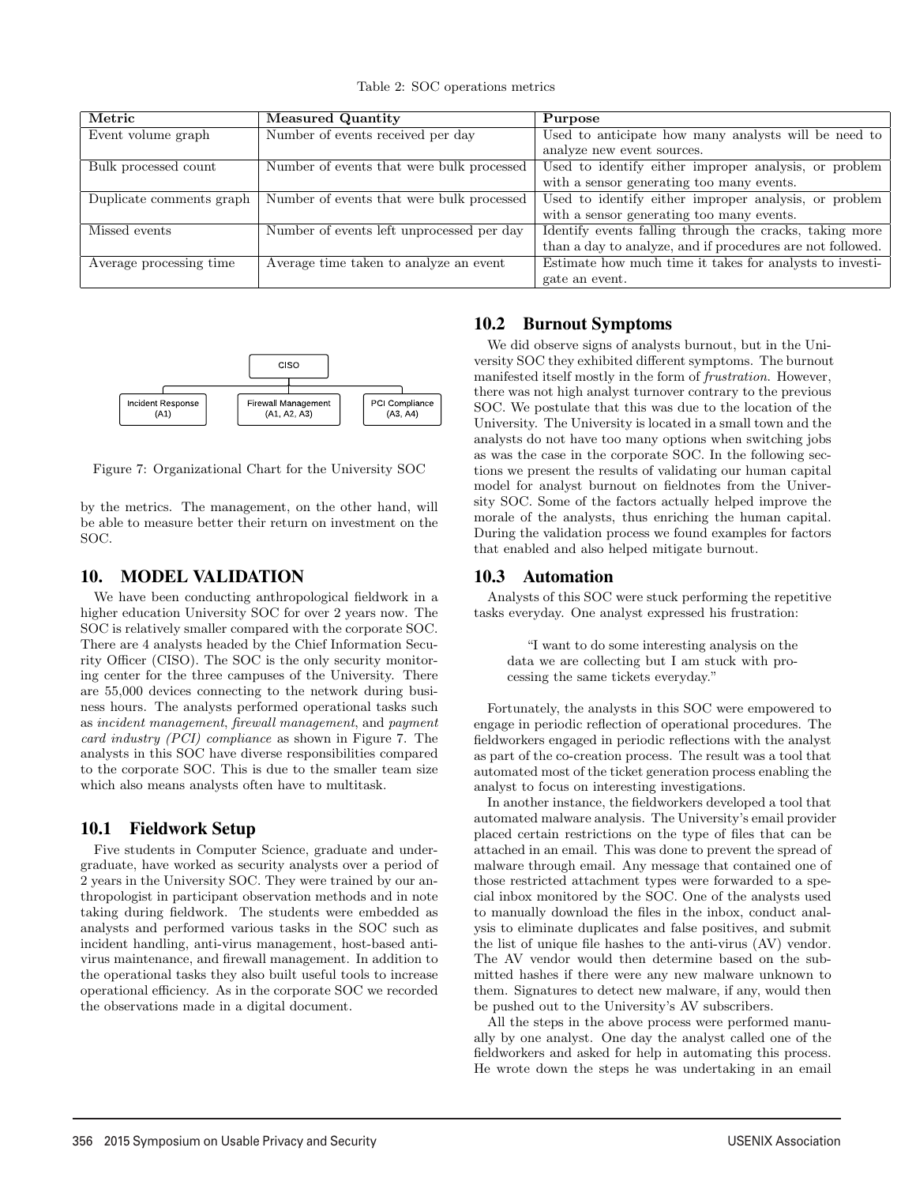Table 2: SOC operations metrics

| Metric | Measured Quantity | Purpose |
|---|---|---|
| Event volume graph | Number of events received per day | Used to anticipate how many analysts will be need to analyze new event sources. |
| Bulk processed count | Number of events that were bulk processed | Used to identify either improper analysis, or problem with a sensor generating too many events. |
| Duplicate comments graph | Number of events that were bulk processed | Used to identify either improper analysis, or problem with a sensor generating too many events. |
| Missed events | Number of events left unprocessed per day | Identify events falling through the cracks, taking more than a day to analyze, and if procedures are not followed. |
| Average processing time | Average time taken to analyze an event | Estimate how much time it takes for analysts to investigate an event. |

CISO
Incident Response (A1) | Firewall Management (A1, A2, A3) | PCI Compliance (A3, A4)

Figure 7: Organizational Chart for the University SOC

by the metrics. The management, on the other hand, will be able to measure better their return on investment on the SOC.

## 10. MODEL VALIDATION

We have been conducting anthropological fieldwork in a higher education University SOC for over 2 years now. The SOC is relatively smaller compared with the corporate SOC. There are 4 analysts headed by the Chief Information Security Officer (CISO). The SOC is the only security monitoring center for the three campuses of the University. There are 55,000 devices connecting to the network during business hours. The analysts performed operational tasks such as *incident management*, *firewall management*, and *payment card industry (PCI) compliance* as shown in Figure 7. The analysts in this SOC have diverse responsibilities compared to the corporate SOC. This is due to the smaller team size which also means analysts often have to multitask.

### 10.1 Fieldwork Setup

Five students in Computer Science, graduate and undergraduate, have worked as security analysts over a period of 2 years in the University SOC. They were trained by our anthropologist in participant observation methods and in note taking during fieldwork. The students were embedded as analysts and performed various tasks in the SOC such as incident handling, anti-virus management, host-based antivirus maintenance, and firewall management. In addition to the operational tasks they also built useful tools to increase operational efficiency. As in the corporate SOC we recorded the observations made in a digital document.

### 10.2 Burnout Symptoms

We did observe signs of analysts burnout, but in the University SOC they exhibited different symptoms. The burnout manifested itself mostly in the form of *frustration*. However, there was not high analyst turnover contrary to the previous SOC. We postulate that this was due to the location of the University. The University is located in a small town and the analysts do not have too many options when switching jobs as was the case in the corporate SOC. In the following sections we present the results of validating our human capital model for analyst burnout on fieldnotes from the University SOC. Some of the factors actually helped improve the morale of the analysts, thus enriching the human capital. During the validation process we found examples for factors that enabled and also helped mitigate burnout.

### 10.3 Automation

Analysts of this SOC were stuck performing the repetitive tasks everyday. One analyst expressed his frustration:

> "I want to do some interesting analysis on the data we are collecting but I am stuck with processing the same tickets everyday."

Fortunately, the analysts in this SOC were empowered to engage in periodic reflection of operational procedures. The fieldworkers engaged in periodic reflections with the analyst as part of the co-creation process. The result was a tool that automated most of the ticket generation process enabling the analyst to focus on interesting investigations.

In another instance, the fieldworkers developed a tool that automated malware analysis. The University's email provider placed certain restrictions on the type of files that can be attached in an email. This was done to prevent the spread of malware through email. Any message that contained one of those restricted attachment types were forwarded to a special inbox monitored by the SOC. One of the analysts used to manually download the files in the inbox, conduct analysis to eliminate duplicates and false positives, and submit the list of unique file hashes to the anti-virus (AV) vendor. The AV vendor would then determine based on the submitted hashes if there were any new malware unknown to them. Signatures to detect new malware, if any, would then be pushed out to the University's AV subscribers.

All the steps in the above process were performed manually by one analyst. One day the analyst called one of the fieldworkers and asked for help in automating this process. He wrote down the steps he was undertaking in an email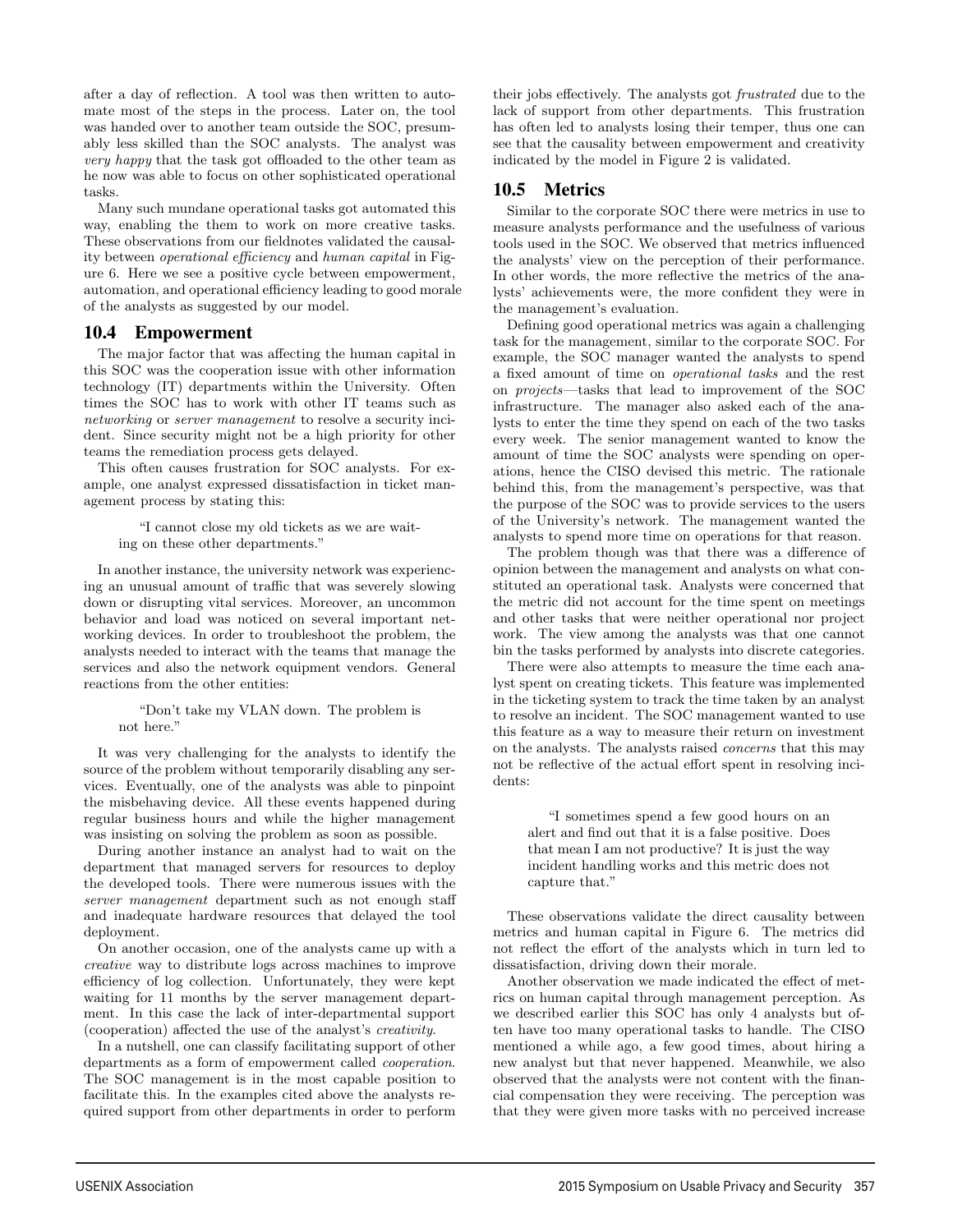after a day of reflection. A tool was then written to automate most of the steps in the process. Later on, the tool was handed over to another team outside the SOC, presumably less skilled than the SOC analysts. The analyst was *very happy* that the task got offloaded to the other team as he now was able to focus on other sophisticated operational tasks.

Many such mundane operational tasks got automated this way, enabling the them to work on more creative tasks. These observations from our fieldnotes validated the causality between *operational efficiency* and *human capital* in Figure 6. Here we see a positive cycle between empowerment, automation, and operational efficiency leading to good morale of the analysts as suggested by our model.

## 10.4 Empowerment

The major factor that was affecting the human capital in this SOC was the cooperation issue with other information technology (IT) departments within the University. Often times the SOC has to work with other IT teams such as *networking* or *server management* to resolve a security incident. Since security might not be a high priority for other teams the remediation process gets delayed.

This often causes frustration for SOC analysts. For example, one analyst expressed dissatisfaction in ticket management process by stating this:

> "I cannot close my old tickets as we are waiting on these other departments."

In another instance, the university network was experiencing an unusual amount of traffic that was severely slowing down or disrupting vital services. Moreover, an uncommon behavior and load was noticed on several important networking devices. In order to troubleshoot the problem, the analysts needed to interact with the teams that manage the services and also the network equipment vendors. General reactions from the other entities:

> "Don't take my VLAN down. The problem is not here."

It was very challenging for the analysts to identify the source of the problem without temporarily disabling any services. Eventually, one of the analysts was able to pinpoint the misbehaving device. All these events happened during regular business hours and while the higher management was insisting on solving the problem as soon as possible.

During another instance an analyst had to wait on the department that managed servers for resources to deploy the developed tools. There were numerous issues with the *server management* department such as not enough staff and inadequate hardware resources that delayed the tool deployment.

On another occasion, one of the analysts came up with a *creative* way to distribute logs across machines to improve efficiency of log collection. Unfortunately, they were kept waiting for 11 months by the server management department. In this case the lack of inter-departmental support (cooperation) affected the use of the analyst's *creativity*.

In a nutshell, one can classify facilitating support of other departments as a form of empowerment called *cooperation*. The SOC management is in the most capable position to facilitate this. In the examples cited above the analysts required support from other departments in order to perform their jobs effectively. The analysts got *frustrated* due to the lack of support from other departments. This frustration has often led to analysts losing their temper, thus one can see that the causality between empowerment and creativity indicated by the model in Figure 2 is validated.

## 10.5 Metrics

Similar to the corporate SOC there were metrics in use to measure analysts performance and the usefulness of various tools used in the SOC. We observed that metrics influenced the analysts' view on the perception of their performance. In other words, the more reflective the metrics of the analysts' achievements were, the more confident they were in the management's evaluation.

Defining good operational metrics was again a challenging task for the management, similar to the corporate SOC. For example, the SOC manager wanted the analysts to spend a fixed amount of time on *operational tasks* and the rest on *projects*—tasks that lead to improvement of the SOC infrastructure. The manager also asked each of the analysts to enter the time they spend on each of the two tasks every week. The senior management wanted to know the amount of time the SOC analysts were spending on operations, hence the CISO devised this metric. The rationale behind this, from the management's perspective, was that the purpose of the SOC was to provide services to the users of the University's network. The management wanted the analysts to spend more time on operations for that reason.

The problem though was that there was a difference of opinion between the management and analysts on what constituted an operational task. Analysts were concerned that the metric did not account for the time spent on meetings and other tasks that were neither operational nor project work. The view among the analysts was that one cannot bin the tasks performed by analysts into discrete categories.

There were also attempts to measure the time each analyst spent on creating tickets. This feature was implemented in the ticketing system to track the time taken by an analyst to resolve an incident. The SOC management wanted to use this feature as a way to measure their return on investment on the analysts. The analysts raised *concerns* that this may not be reflective of the actual effort spent in resolving incidents:

> "I sometimes spend a few good hours on an alert and find out that it is a false positive. Does that mean I am not productive? It is just the way incident handling works and this metric does not capture that."

These observations validate the direct causality between metrics and human capital in Figure 6. The metrics did not reflect the effort of the analysts which in turn led to dissatisfaction, driving down their morale.

Another observation we made indicated the effect of metrics on human capital through management perception. As we described earlier this SOC has only 4 analysts but often have too many operational tasks to handle. The CISO mentioned a while ago, a few good times, about hiring a new analyst but that never happened. Meanwhile, we also observed that the analysts were not content with the financial compensation they were receiving. The perception was that they were given more tasks with no perceived increase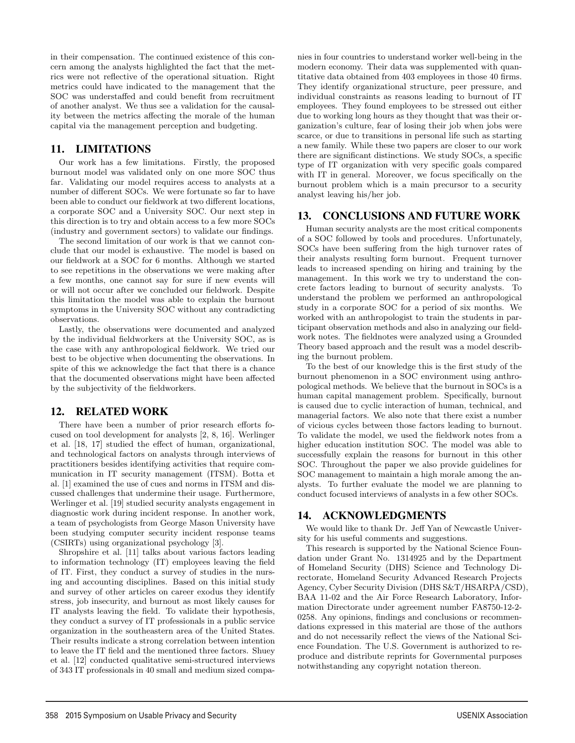in their compensation. The continued existence of this concern among the analysts highlighted the fact that the metrics were not reflective of the operational situation. Right metrics could have indicated to the management that the SOC was understaffed and could benefit from recruitment of another analyst. We thus see a validation for the causality between the metrics affecting the morale of the human capital via the management perception and budgeting.

## 11. LIMITATIONS

Our work has a few limitations. Firstly, the proposed burnout model was validated only on one more SOC thus far. Validating our model requires access to analysts at a number of different SOCs. We were fortunate so far to have been able to conduct our fieldwork at two different locations, a corporate SOC and a University SOC. Our next step in this direction is to try and obtain access to a few more SOCs (industry and government sectors) to validate our findings.

The second limitation of our work is that we cannot conclude that our model is exhaustive. The model is based on our fieldwork at a SOC for 6 months. Although we started to see repetitions in the observations we were making after a few months, one cannot say for sure if new events will or will not occur after we concluded our fieldwork. Despite this limitation the model was able to explain the burnout symptoms in the University SOC without any contradicting observations.

Lastly, the observations were documented and analyzed by the individual fieldworkers at the University SOC, as is the case with any anthropological fieldwork. We tried our best to be objective when documenting the observations. In spite of this we acknowledge the fact that there is a chance that the documented observations might have been affected by the subjectivity of the fieldworkers.

## 12. RELATED WORK

There have been a number of prior research efforts focused on tool development for analysts [2, 8, 16]. Werlinger et al. [18, 17] studied the effect of human, organizational, and technological factors on analysts through interviews of practitioners besides identifying activities that require communication in IT security management (ITSM). Botta et al. [1] examined the use of cues and norms in ITSM and discussed challenges that undermine their usage. Furthermore, Werlinger et al. [19] studied security analysts engagement in diagnostic work during incident response. In another work, a team of psychologists from George Mason University have been studying computer security incident response teams (CSIRTs) using organizational psychology [3].

Shropshire et al. [11] talks about various factors leading to information technology (IT) employees leaving the field of IT. First, they conduct a survey of studies in the nursing and accounting disciplines. Based on this initial study and survey of other articles on career exodus they identify stress, job insecurity, and burnout as most likely causes for IT analysts leaving the field. To validate their hypothesis, they conduct a survey of IT professionals in a public service organization in the southeastern area of the United States. Their results indicate a strong correlation between intention to leave the IT field and the mentioned three factors. Shuey et al. [12] conducted qualitative semi-structured interviews of 343 IT professionals in 40 small and medium sized companies in four countries to understand worker well-being in the modern economy. Their data was supplemented with quantitative data obtained from 403 employees in those 40 firms. They identify organizational structure, peer pressure, and individual constraints as reasons leading to burnout of IT employees. They found employees to be stressed out either due to working long hours as they thought that was their organization's culture, fear of losing their job when jobs were scarce, or due to transitions in personal life such as starting a new family. While these two papers are closer to our work there are significant distinctions. We study SOCs, a specific type of IT organization with very specific goals compared with IT in general. Moreover, we focus specifically on the burnout problem which is a main precursor to a security analyst leaving his/her job.

## 13. CONCLUSIONS AND FUTURE WORK

Human security analysts are the most critical components of a SOC followed by tools and procedures. Unfortunately, SOCs have been suffering from the high turnover rates of their analysts resulting form burnout. Frequent turnover leads to increased spending on hiring and training by the management. In this work we try to understand the concrete factors leading to burnout of security analysts. To understand the problem we performed an anthropological study in a corporate SOC for a period of six months. We worked with an anthropologist to train the students in participant observation methods and also in analyzing our fieldwork notes. The fieldnotes were analyzed using a Grounded Theory based approach and the result was a model describing the burnout problem.

To the best of our knowledge this is the first study of the burnout phenomenon in a SOC environment using anthropological methods. We believe that the burnout in SOCs is a human capital management problem. Specifically, burnout is caused due to cyclic interaction of human, technical, and managerial factors. We also note that there exist a number of vicious cycles between those factors leading to burnout. To validate the model, we used the fieldwork notes from a higher education institution SOC. The model was able to successfully explain the reasons for burnout in this other SOC. Throughout the paper we also provide guidelines for SOC management to maintain a high morale among the analysts. To further evaluate the model we are planning to conduct focused interviews of analysts in a few other SOCs.

## 14. ACKNOWLEDGMENTS

We would like to thank Dr. Jeff Yan of Newcastle University for his useful comments and suggestions.

This research is supported by the National Science Foundation under Grant No. 1314925 and by the Department of Homeland Security (DHS) Science and Technology Directorate, Homeland Security Advanced Research Projects Agency, Cyber Security Division (DHS S&T/HSARPA/CSD), BAA 11-02 and the Air Force Research Laboratory, Information Directorate under agreement number FA8750-12-2-0258. Any opinions, findings and conclusions or recommendations expressed in this material are those of the authors and do not necessarily reflect the views of the National Science Foundation. The U.S. Government is authorized to reproduce and distribute reprints for Governmental purposes notwithstanding any copyright notation thereon.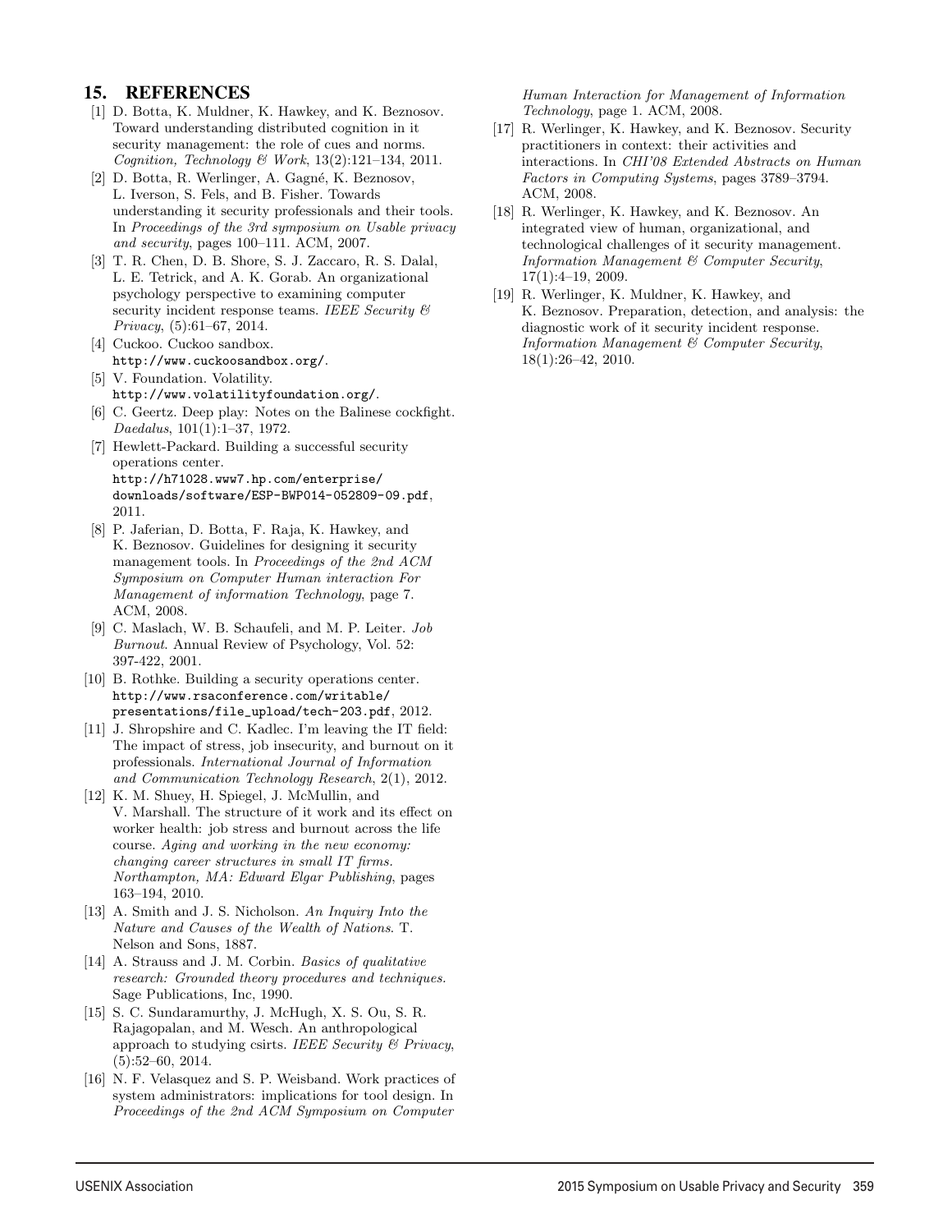## 15. REFERENCES

[1] D. Botta, K. Muldner, K. Hawkey, and K. Beznosov. Toward understanding distributed cognition in it security management: the role of cues and norms. *Cognition, Technology & Work*, 13(2):121–134, 2011.

[2] D. Botta, R. Werlinger, A. Gagné, K. Beznosov, L. Iverson, S. Fels, and B. Fisher. Towards understanding it security professionals and their tools. In *Proceedings of the 3rd symposium on Usable privacy and security*, pages 100–111. ACM, 2007.

[3] T. R. Chen, D. B. Shore, S. J. Zaccaro, R. S. Dalal, L. E. Tetrick, and A. K. Gorab. An organizational psychology perspective to examining computer security incident response teams. *IEEE Security & Privacy*, (5):61–67, 2014.

[4] Cuckoo. Cuckoo sandbox. `http://www.cuckoosandbox.org/`.

[5] V. Foundation. Volatility. `http://www.volatilityfoundation.org/`.

[6] C. Geertz. Deep play: Notes on the Balinese cockfight. *Daedalus*, 101(1):1–37, 1972.

[7] Hewlett-Packard. Building a successful security operations center. `http://h71028.www7.hp.com/enterprise/downloads/software/ESP-BWP014-052809-09.pdf`, 2011.

[8] P. Jaferian, D. Botta, F. Raja, K. Hawkey, and K. Beznosov. Guidelines for designing it security management tools. In *Proceedings of the 2nd ACM Symposium on Computer Human interaction For Management of information Technology*, page 7. ACM, 2008.

[9] C. Maslach, W. B. Schaufeli, and M. P. Leiter. *Job Burnout*. Annual Review of Psychology, Vol. 52: 397-422, 2001.

[10] B. Rothke. Building a security operations center. `http://www.rsaconference.com/writable/presentations/file_upload/tech-203.pdf`, 2012.

[11] J. Shropshire and C. Kadlec. I'm leaving the IT field: The impact of stress, job insecurity, and burnout on it professionals. *International Journal of Information and Communication Technology Research*, 2(1), 2012.

[12] K. M. Shuey, H. Spiegel, J. McMullin, and V. Marshall. The structure of it work and its effect on worker health: job stress and burnout across the life course. *Aging and working in the new economy: changing career structures in small IT firms. Northampton, MA: Edward Elgar Publishing*, pages 163–194, 2010.

[13] A. Smith and J. S. Nicholson. *An Inquiry Into the Nature and Causes of the Wealth of Nations*. T. Nelson and Sons, 1887.

[14] A. Strauss and J. M. Corbin. *Basics of qualitative research: Grounded theory procedures and techniques.* Sage Publications, Inc, 1990.

[15] S. C. Sundaramurthy, J. McHugh, X. S. Ou, S. R. Rajagopalan, and M. Wesch. An anthropological approach to studying csirts. *IEEE Security & Privacy*, (5):52–60, 2014.

[16] N. F. Velasquez and S. P. Weisband. Work practices of system administrators: implications for tool design. In *Proceedings of the 2nd ACM Symposium on Computer Human Interaction for Management of Information Technology*, page 1. ACM, 2008.

[17] R. Werlinger, K. Hawkey, and K. Beznosov. Security practitioners in context: their activities and interactions. In *CHI'08 Extended Abstracts on Human Factors in Computing Systems*, pages 3789–3794. ACM, 2008.

[18] R. Werlinger, K. Hawkey, and K. Beznosov. An integrated view of human, organizational, and technological challenges of it security management. *Information Management & Computer Security*, 17(1):4–19, 2009.

[19] R. Werlinger, K. Muldner, K. Hawkey, and K. Beznosov. Preparation, detection, and analysis: the diagnostic work of it security incident response. *Information Management & Computer Security*, 18(1):26–42, 2010.